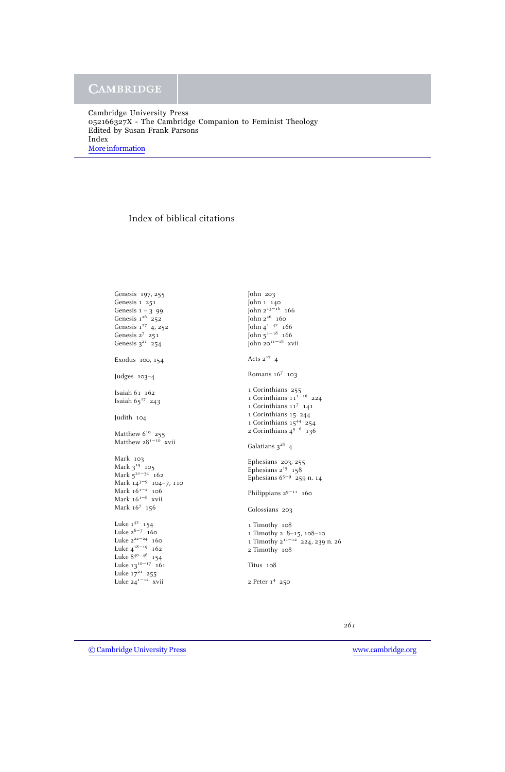# Index of biblical citations

Genesis 197, 255
Genesis 1 251
Genesis 1 – 3 99
Genesis $1^{26}$ 252
Genesis $1^{27}$ 4, 252
Genesis $2^{7}$ 251
Genesis $3^{21}$ 254

Exodus 100, 154

Judges 103–4

Isaiah 61 162
Isaiah $65^{17}$ 243

Judith 104

Matthew $6^{10}$ 255
Matthew $28^{1-10}$ xvii

Mark 103
Mark $3^{19}$ 105
Mark $5^{21-34}$ 162
Mark $14^{3-9}$ 104–7, 110
Mark $16^{1-2}$ 106
Mark $16^{1-8}$ xvii
Mark $16^{7}$ 156

Luke $1^{42}$ 154
Luke $2^{6-7}$ 160
Luke $2^{22-24}$ 160
Luke $4^{18-19}$ 162
Luke $8^{40-46}$ 154
Luke $13^{10-17}$ 161
Luke $17^{21}$ 255
Luke $24^{1-12}$ xvii

John 203
John 1 140
John $2^{13-16}$ 166
John $2^{46}$ 160
John $4^{1-42}$ 166
John $5^{1-18}$ 166
John $20^{11-18}$ xvii

Acts $2^{17}$ 4

Romans $16^{7}$ 103

1 Corinthians 255
1 Corinthians $11^{1-16}$ 224
1 Corinthians $11^{7}$ 141
1 Corinthians 15 244
1 Corinthians $15^{44}$ 254
2 Corinthians $4^{5-6}$ 136

Galatians $3^{28}$ 4

Ephesians 203, 255
Ephesians $2^{15}$ 158
Ephesians $6^{5-9}$ 259 n. 14

Philippians $2^{9-11}$ 160

Colossians 203

1 Timothy 108
1 Timothy 2 8–15, 108–10
1 Timothy $2^{11-12}$ 224, 239 n. 26
2 Timothy 108

Titus 108

2 Peter $1^{4}$ 250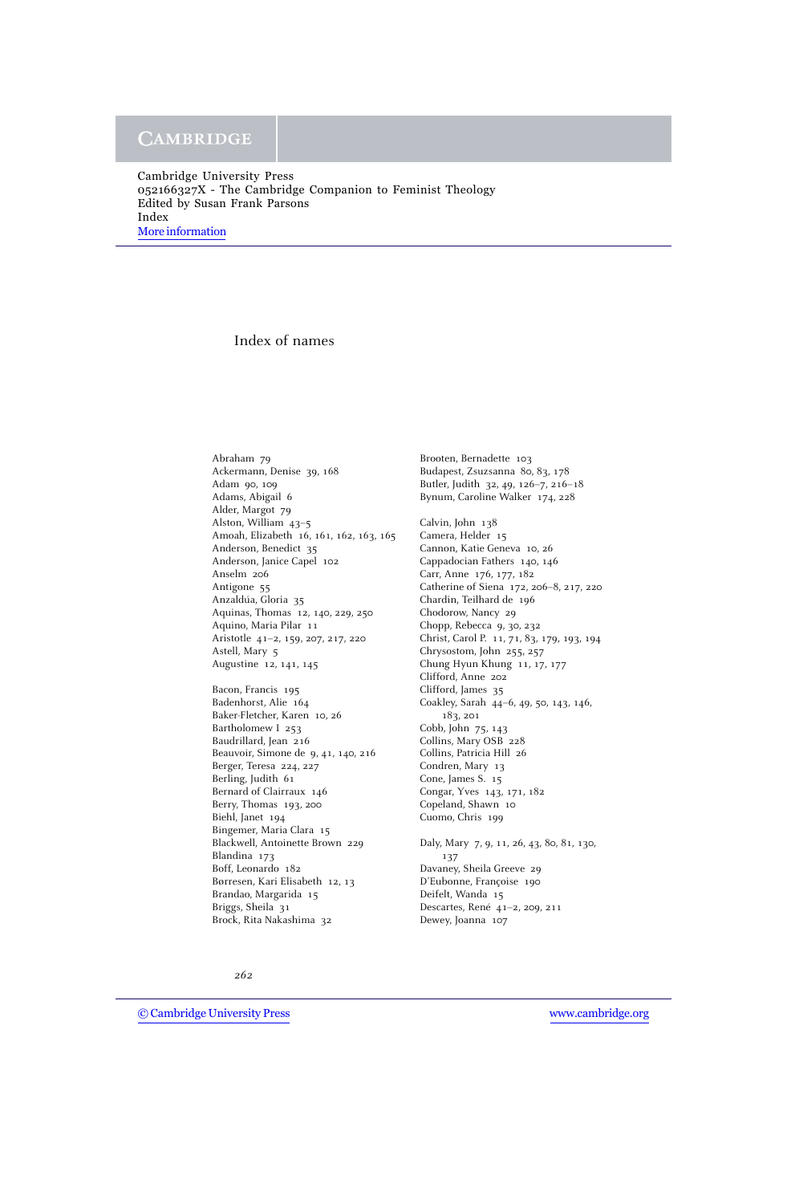Cambridge University Press
052166327X - The Cambridge Companion to Feminist Theology
Edited by Susan Frank Parsons
Index
More information

# Index of names

Abraham 79
Ackermann, Denise 39, 168
Adam 90, 109
Adams, Abigail 6
Alder, Margot 79
Alston, William 43–5
Amoah, Elizabeth 16, 161, 162, 163, 165
Anderson, Benedict 35
Anderson, Janice Capel 102
Anselm 206
Antigone 55
Anzaldúa, Gloria 35
Aquinas, Thomas 12, 140, 229, 250
Aquino, Maria Pilar 11
Aristotle 41–2, 159, 207, 217, 220
Astell, Mary 5
Augustine 12, 141, 145

Bacon, Francis 195
Badenhorst, Alie 164
Baker-Fletcher, Karen 10, 26
Bartholomew I 253
Baudrillard, Jean 216
Beauvoir, Simone de 9, 41, 140, 216
Berger, Teresa 224, 227
Berling, Judith 61
Bernard of Clairraux 146
Berry, Thomas 193, 200
Biehl, Janet 194
Bingemer, Maria Clara 15
Blackwell, Antoinette Brown 229
Blandina 173
Boff, Leonardo 182
Børresen, Kari Elisabeth 12, 13
Brandao, Margarida 15
Briggs, Sheila 31
Brock, Rita Nakashima 32
Brooten, Bernadette 103
Budapest, Zsuzsanna 80, 83, 178
Butler, Judith 32, 49, 126–7, 216–18
Bynum, Caroline Walker 174, 228

Calvin, John 138
Camera, Helder 15
Cannon, Katie Geneva 10, 26
Cappadocian Fathers 140, 146
Carr, Anne 176, 177, 182
Catherine of Siena 172, 206–8, 217, 220
Chardin, Teilhard de 196
Chodorow, Nancy 29
Chopp, Rebecca 9, 30, 232
Christ, Carol P. 11, 71, 83, 179, 193, 194
Chrysostom, John 255, 257
Chung Hyun Khung 11, 17, 177
Clifford, Anne 202
Clifford, James 35
Coakley, Sarah 44–6, 49, 50, 143, 146, 183, 201
Cobb, John 75, 143
Collins, Mary OSB 228
Collins, Patricia Hill 26
Condren, Mary 13
Cone, James S. 15
Congar, Yves 143, 171, 182
Copeland, Shawn 10
Cuomo, Chris 199

Daly, Mary 7, 9, 11, 26, 43, 80, 81, 130, 137
Davaney, Sheila Greeve 29
D'Eubonne, Françoise 190
Deifelt, Wanda 15
Descartes, René 41–2, 209, 211
Dewey, Joanna 107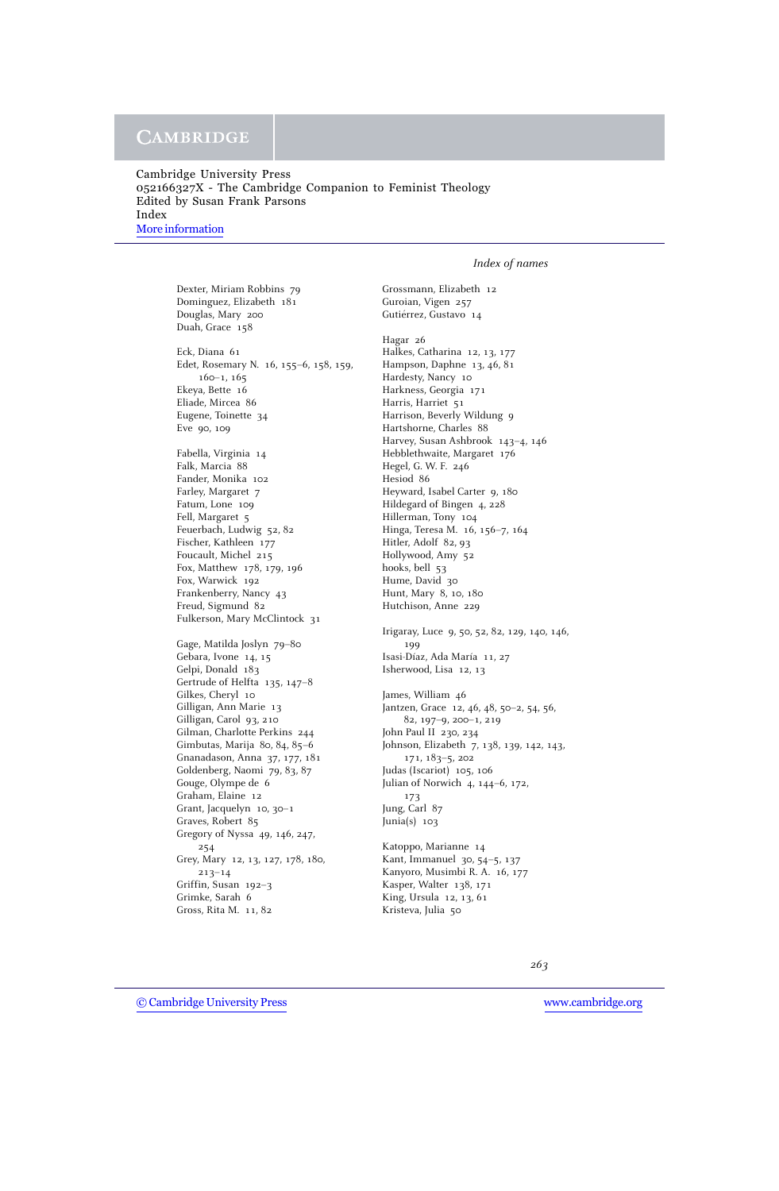Cambridge University Press
052166327X - The Cambridge Companion to Feminist Theology
Edited by Susan Frank Parsons
Index
More information

*Index of names*

Dexter, Miriam Robbins 79
Dominguez, Elizabeth 181
Douglas, Mary 200
Duah, Grace 158

Eck, Diana 61
Edet, Rosemary N. 16, 155–6, 158, 159, 160–1, 165
Ekeya, Bette 16
Eliade, Mircea 86
Eugene, Toinette 34
Eve 90, 109

Fabella, Virginia 14
Falk, Marcia 88
Fander, Monika 102
Farley, Margaret 7
Fatum, Lone 109
Fell, Margaret 5
Feuerbach, Ludwig 52, 82
Fischer, Kathleen 177
Foucault, Michel 215
Fox, Matthew 178, 179, 196
Fox, Warwick 192
Frankenberry, Nancy 43
Freud, Sigmund 82
Fulkerson, Mary McClintock 31

Gage, Matilda Joslyn 79–80
Gebara, Ivone 14, 15
Gelpi, Donald 183
Gertrude of Helfta 135, 147–8
Gilkes, Cheryl 10
Gilligan, Ann Marie 13
Gilligan, Carol 93, 210
Gilman, Charlotte Perkins 244
Gimbutas, Marija 80, 84, 85–6
Gnanadason, Anna 37, 177, 181
Goldenberg, Naomi 79, 83, 87
Gouge, Olympe de 6
Graham, Elaine 12
Grant, Jacquelyn 10, 30–1
Graves, Robert 85
Gregory of Nyssa 49, 146, 247, 254
Grey, Mary 12, 13, 127, 178, 180, 213–14
Griffin, Susan 192–3
Grimke, Sarah 6
Gross, Rita M. 11, 82

Grossmann, Elizabeth 12
Guroian, Vigen 257
Gutiérrez, Gustavo 14

Hagar 26
Halkes, Catharina 12, 13, 177
Hampson, Daphne 13, 46, 81
Hardesty, Nancy 10
Harkness, Georgia 171
Harris, Harriet 51
Harrison, Beverly Wildung 9
Hartshorne, Charles 88
Harvey, Susan Ashbrook 143–4, 146
Hebblethwaite, Margaret 176
Hegel, G. W. F. 246
Hesiod 86
Heyward, Isabel Carter 9, 180
Hildegard of Bingen 4, 228
Hillerman, Tony 104
Hinga, Teresa M. 16, 156–7, 164
Hitler, Adolf 82, 93
Hollywood, Amy 52
hooks, bell 53
Hume, David 30
Hunt, Mary 8, 10, 180
Hutchison, Anne 229

Irigaray, Luce 9, 50, 52, 82, 129, 140, 146, 199
Isasi-Díaz, Ada María 11, 27
Isherwood, Lisa 12, 13

James, William 46
Jantzen, Grace 12, 46, 48, 50–2, 54, 56, 82, 197–9, 200–1, 219
John Paul II 230, 234
Johnson, Elizabeth 7, 138, 139, 142, 143, 171, 183–5, 202
Judas (Iscariot) 105, 106
Julian of Norwich 4, 144–6, 172, 173
Jung, Carl 87
Junia(s) 103

Katoppo, Marianne 14
Kant, Immanuel 30, 54–5, 137
Kanyoro, Musimbi R. A. 16, 177
Kasper, Walter 138, 171
King, Ursula 12, 13, 61
Kristeva, Julia 50

© Cambridge University Press www.cambridge.org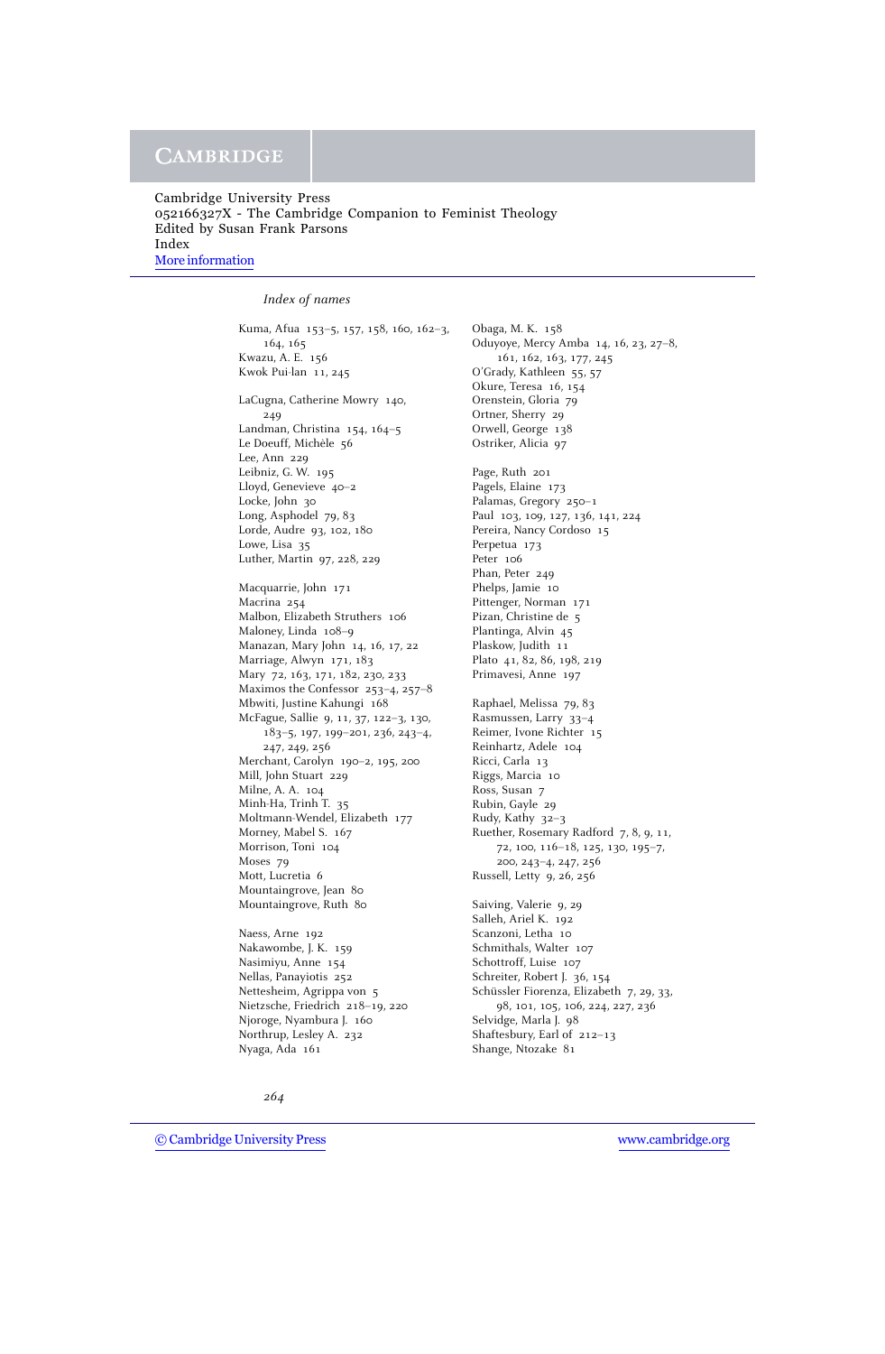Cambridge University Press
052166327X - The Cambridge Companion to Feminist Theology
Edited by Susan Frank Parsons
Index
More information

*Index of names*

Kuma, Afua 153–5, 157, 158, 160, 162–3, 164, 165
Kwazu, A. E. 156
Kwok Pui-lan 11, 245

LaCugna, Catherine Mowry 140, 249
Landman, Christina 154, 164–5
Le Doeuff, Michèle 56
Lee, Ann 229
Leibniz, G. W. 195
Lloyd, Genevieve 40–2
Locke, John 30
Long, Asphodel 79, 83
Lorde, Audre 93, 102, 180
Lowe, Lisa 35
Luther, Martin 97, 228, 229

Macquarrie, John 171
Macrina 254
Malbon, Elizabeth Struthers 106
Maloney, Linda 108–9
Manazan, Mary John 14, 16, 17, 22
Marriage, Alwyn 171, 183
Mary 72, 163, 171, 182, 230, 233
Maximos the Confessor 253–4, 257–8
Mbwiti, Justine Kahungi 168
McFague, Sallie 9, 11, 37, 122–3, 130, 183–5, 197, 199–201, 236, 243–4, 247, 249, 256
Merchant, Carolyn 190–2, 195, 200
Mill, John Stuart 229
Milne, A. A. 104
Minh-Ha, Trinh T. 35
Moltmann-Wendel, Elizabeth 177
Morney, Mabel S. 167
Morrison, Toni 104
Moses 79
Mott, Lucretia 6
Mountaingrove, Jean 80
Mountaingrove, Ruth 80

Naess, Arne 192
Nakawombe, J. K. 159
Nasimiyu, Anne 154
Nellas, Panayiotis 252
Nettesheim, Agrippa von 5
Nietzsche, Friedrich 218–19, 220
Njoroge, Nyambura J. 160
Northrup, Lesley A. 232
Nyaga, Ada 161

Obaga, M. K. 158
Oduyoye, Mercy Amba 14, 16, 23, 27–8, 161, 162, 163, 177, 245
O'Grady, Kathleen 55, 57
Okure, Teresa 16, 154
Orenstein, Gloria 79
Ortner, Sherry 29
Orwell, George 138
Ostriker, Alicia 97

Page, Ruth 201
Pagels, Elaine 173
Palamas, Gregory 250–1
Paul 103, 109, 127, 136, 141, 224
Pereira, Nancy Cordoso 15
Perpetua 173
Peter 106
Phan, Peter 249
Phelps, Jamie 10
Pittenger, Norman 171
Pizan, Christine de 5
Plantinga, Alvin 45
Plaskow, Judith 11
Plato 41, 82, 86, 198, 219
Primavesi, Anne 197

Raphael, Melissa 79, 83
Rasmussen, Larry 33–4
Reimer, Ivone Richter 15
Reinhartz, Adele 104
Ricci, Carla 13
Riggs, Marcia 10
Ross, Susan 7
Rubin, Gayle 29
Rudy, Kathy 32–3
Ruether, Rosemary Radford 7, 8, 9, 11, 72, 100, 116–18, 125, 130, 195–7, 200, 243–4, 247, 256
Russell, Letty 9, 26, 256

Saiving, Valerie 9, 29
Salleh, Ariel K. 192
Scanzoni, Letha 10
Schmithals, Walter 107
Schottroff, Luise 107
Schreiter, Robert J. 36, 154
Schüssler Fiorenza, Elizabeth 7, 29, 33, 98, 101, 105, 106, 224, 227, 236
Selvidge, Marla J. 98
Shaftesbury, Earl of 212–13
Shange, Ntozake 81

© Cambridge University Press www.cambridge.org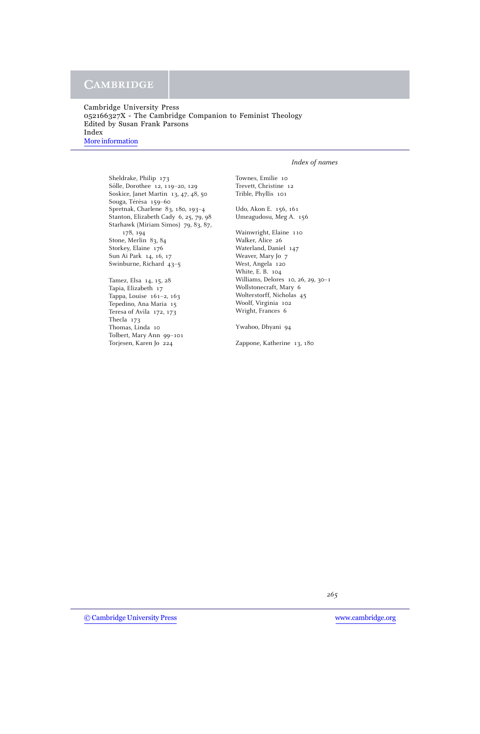*Index of names*

Sheldrake, Philip 173
Sölle, Dorothee 12, 119–20, 129
Soskice, Janet Martin 13, 47, 48, 50
Souga, Térèsa 159–60
Spretnak, Charlene 83, 180, 193–4
Stanton, Elizabeth Cady 6, 25, 79, 98
Starhawk (Miriam Simos) 79, 83, 87, 178, 194
Stone, Merlin 83, 84
Storkey, Elaine 176
Sun Ai Park 14, 16, 17
Swinburne, Richard 43–5

Tamez, Elsa 14, 15, 28
Tapia, Elizabeth 17
Tappa, Louise 161–2, 163
Tepedino, Ana Maria 15
Teresa of Avila 172, 173
Thecla 173
Thomas, Linda 10
Tolbert, Mary Ann 99–101
Torjesen, Karen Jo 224
Townes, Emilie 10
Trevett, Christine 12
Trible, Phyllis 101

Udo, Akon E. 156, 161
Umeagudosu, Meg A. 156

Wainwright, Elaine 110
Walker, Alice 26
Waterland, Daniel 147
Weaver, Mary Jo 7
West, Angela 120
White, E. B. 104
Williams, Delores 10, 26, 29, 30–1
Wollstonecraft, Mary 6
Wolterstorff, Nicholas 45
Woolf, Virginia 102
Wright, Frances 6

Ywahoo, Dhyani 94

Zappone, Katherine 13, 180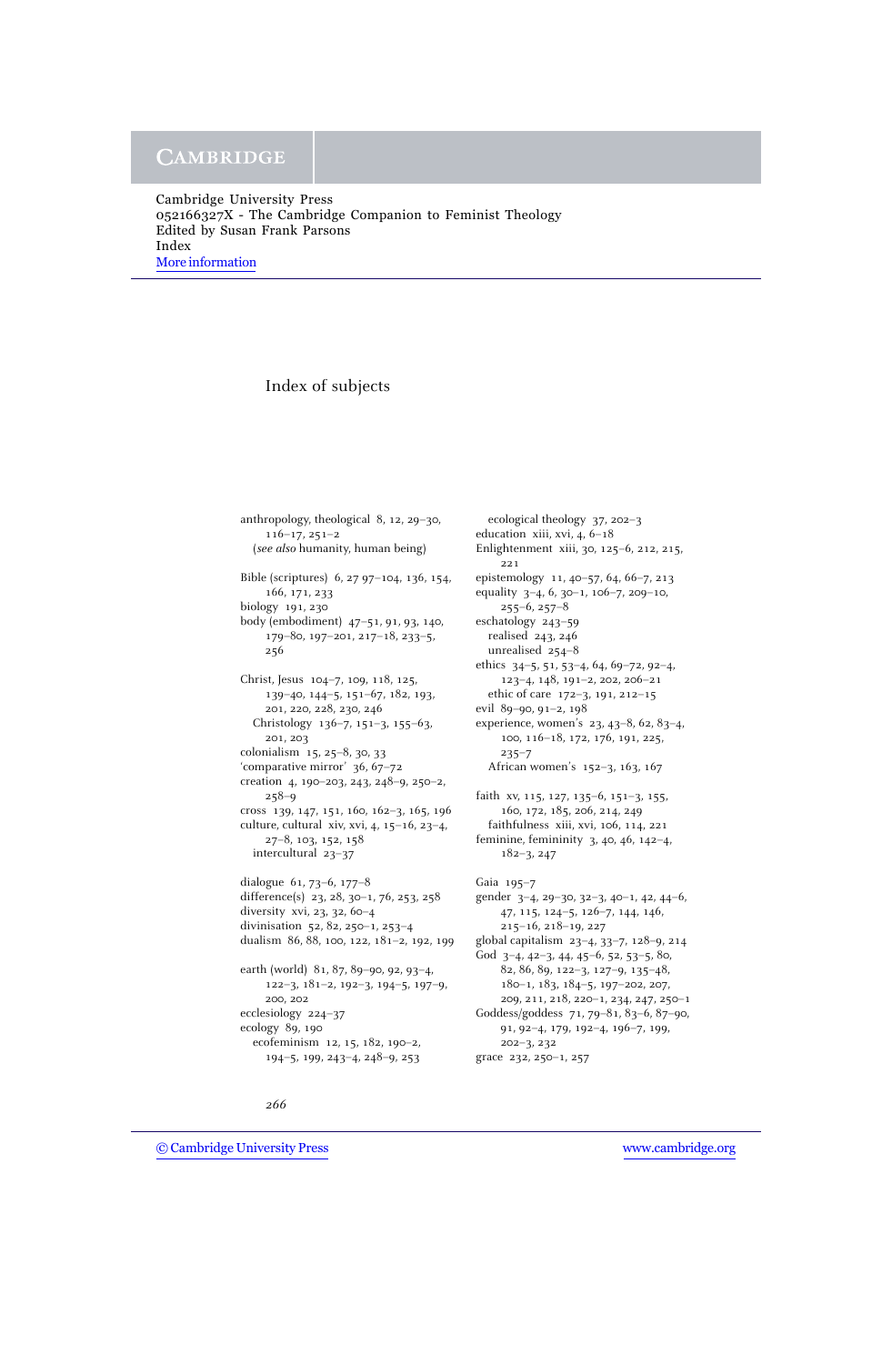# Index of subjects

anthropology, theological 8, 12, 29–30, 116–17, 251–2
  (*see also* humanity, human being)

Bible (scriptures) 6, 27 97–104, 136, 154, 166, 171, 233
biology 191, 230
body (embodiment) 47–51, 91, 93, 140, 179–80, 197–201, 217–18, 233–5, 256

Christ, Jesus 104–7, 109, 118, 125, 139–40, 144–5, 151–67, 182, 193, 201, 220, 228, 230, 246
  Christology 136–7, 151–3, 155–63, 201, 203
colonialism 15, 25–8, 30, 33
'comparative mirror' 36, 67–72
creation 4, 190–203, 243, 248–9, 250–2, 258–9
cross 139, 147, 151, 160, 162–3, 165, 196
culture, cultural xiv, xvi, 4, 15–16, 23–4, 27–8, 103, 152, 158
  intercultural 23–37

dialogue 61, 73–6, 177–8
difference(s) 23, 28, 30–1, 76, 253, 258
diversity xvi, 23, 32, 60–4
divinisation 52, 82, 250–1, 253–4
dualism 86, 88, 100, 122, 181–2, 192, 199

earth (world) 81, 87, 89–90, 92, 93–4, 122–3, 181–2, 192–3, 194–5, 197–9, 200, 202
ecclesiology 224–37
ecology 89, 190
  ecofeminism 12, 15, 182, 190–2, 194–5, 199, 243–4, 248–9, 253
  ecological theology 37, 202–3
education xiii, xvi, 4, 6–18
Enlightenment xiii, 30, 125–6, 212, 215, 221
epistemology 11, 40–57, 64, 66–7, 213
equality 3–4, 6, 30–1, 106–7, 209–10, 255–6, 257–8
eschatology 243–59
  realised 243, 246
  unrealised 254–8
ethics 34–5, 51, 53–4, 64, 69–72, 92–4, 123–4, 148, 191–2, 202, 206–21
  ethic of care 172–3, 191, 212–15
evil 89–90, 91–2, 198
experience, women's 23, 43–8, 62, 83–4, 100, 116–18, 172, 176, 191, 225, 235–7
  African women's 152–3, 163, 167

faith xv, 115, 127, 135–6, 151–3, 155, 160, 172, 185, 206, 214, 249
  faithfulness xiii, xvi, 106, 114, 221
feminine, femininity 3, 40, 46, 142–4, 182–3, 247

Gaia 195–7
gender 3–4, 29–30, 32–3, 40–1, 42, 44–6, 47, 115, 124–5, 126–7, 144, 146, 215–16, 218–19, 227
global capitalism 23–4, 33–7, 128–9, 214
God 3–4, 42–3, 44, 45–6, 52, 53–5, 80, 82, 86, 89, 122–3, 127–9, 135–48, 180–1, 183, 184–5, 197–202, 207, 209, 211, 218, 220–1, 234, 247, 250–1
Goddess/goddess 71, 79–81, 83–6, 87–90, 91, 92–4, 179, 192–4, 196–7, 199, 202–3, 232
grace 232, 250–1, 257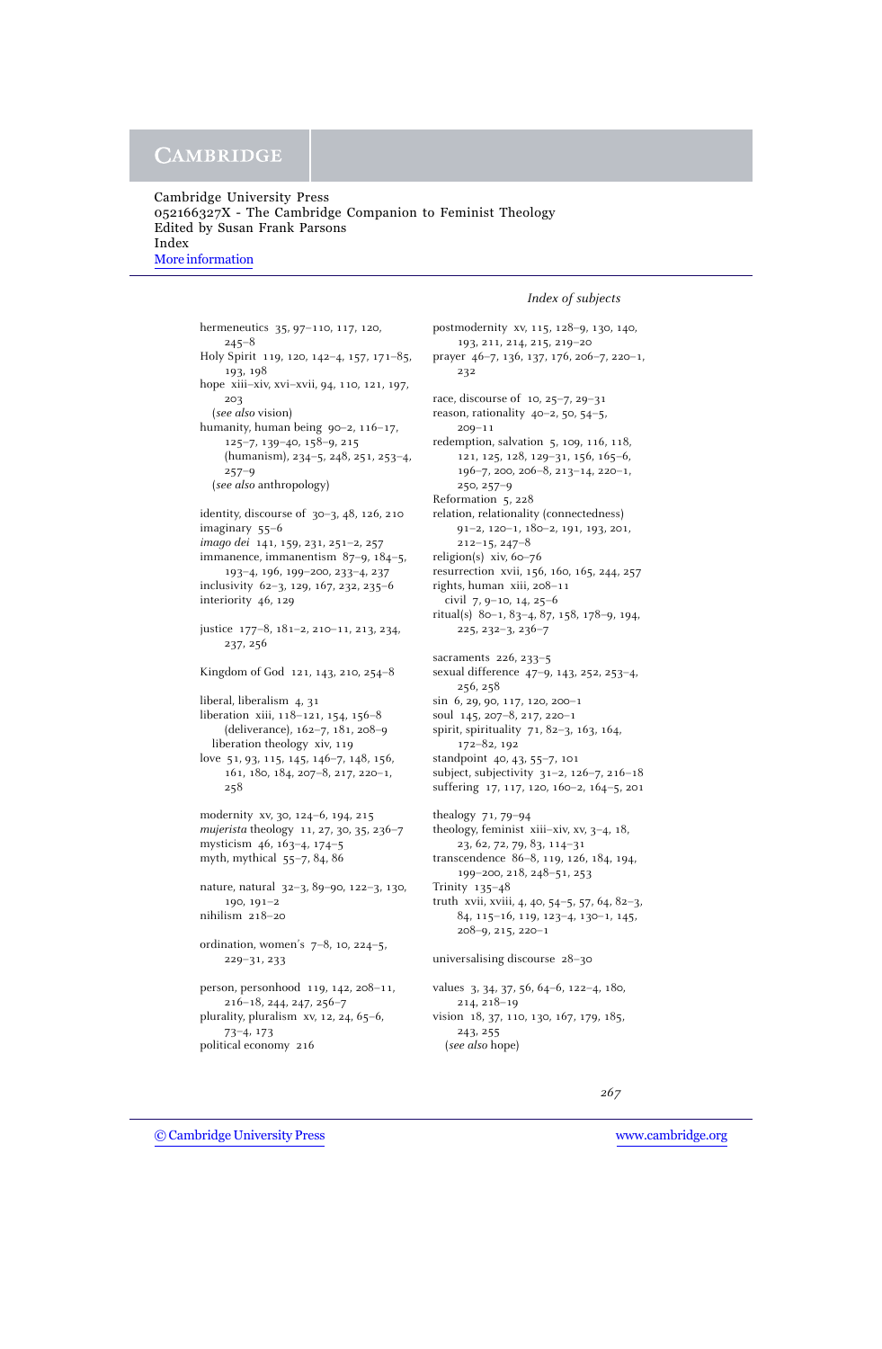*Index of subjects*

hermeneutics 35, 97–110, 117, 120, 245–8
Holy Spirit 119, 120, 142–4, 157, 171–85, 193, 198
hope xiii–xiv, xvi–xvii, 94, 110, 121, 197, 203
  (*see also* vision)
humanity, human being 90–2, 116–17, 125–7, 139–40, 158–9, 215 (humanism), 234–5, 248, 251, 253–4, 257–9
  (*see also* anthropology)

identity, discourse of 30–3, 48, 126, 210
imaginary 55–6
*imago dei* 141, 159, 231, 251–2, 257
immanence, immanentism 87–9, 184–5, 193–4, 196, 199–200, 233–4, 237
inclusivity 62–3, 129, 167, 232, 235–6
interiority 46, 129

justice 177–8, 181–2, 210–11, 213, 234, 237, 256

Kingdom of God 121, 143, 210, 254–8

liberal, liberalism 4, 31
liberation xiii, 118–121, 154, 156–8 (deliverance), 162–7, 181, 208–9
  liberation theology xiv, 119
love 51, 93, 115, 145, 146–7, 148, 156, 161, 180, 184, 207–8, 217, 220–1, 258

modernity xv, 30, 124–6, 194, 215
*mujerista* theology 11, 27, 30, 35, 236–7
mysticism 46, 163–4, 174–5
myth, mythical 55–7, 84, 86

nature, natural 32–3, 89–90, 122–3, 130, 190, 191–2
nihilism 218–20

ordination, women's 7–8, 10, 224–5, 229–31, 233

person, personhood 119, 142, 208–11, 216–18, 244, 247, 256–7
plurality, pluralism xv, 12, 24, 65–6, 73–4, 173
political economy 216

postmodernity xv, 115, 128–9, 130, 140, 193, 211, 214, 215, 219–20
prayer 46–7, 136, 137, 176, 206–7, 220–1, 232

race, discourse of 10, 25–7, 29–31
reason, rationality 40–2, 50, 54–5, 209–11
redemption, salvation 5, 109, 116, 118, 121, 125, 128, 129–31, 156, 165–6, 196–7, 200, 206–8, 213–14, 220–1, 250, 257–9
Reformation 5, 228
relation, relationality (connectedness) 91–2, 120–1, 180–2, 191, 193, 201, 212–15, 247–8
religion(s) xiv, 60–76
resurrection xvii, 156, 160, 165, 244, 257
rights, human xiii, 208–11
  civil 7, 9–10, 14, 25–6
ritual(s) 80–1, 83–4, 87, 158, 178–9, 194, 225, 232–3, 236–7

sacraments 226, 233–5
sexual difference 47–9, 143, 252, 253–4, 256, 258
sin 6, 29, 90, 117, 120, 200–1
soul 145, 207–8, 217, 220–1
spirit, spirituality 71, 82–3, 163, 164, 172–82, 192
standpoint 40, 43, 55–7, 101
subject, subjectivity 31–2, 126–7, 216–18
suffering 17, 117, 120, 160–2, 164–5, 201

thealogy 71, 79–94
theology, feminist xiii–xiv, xv, 3–4, 18, 23, 62, 72, 79, 83, 114–31
transcendence 86–8, 119, 126, 184, 194, 199–200, 218, 248–51, 253
Trinity 135–48
truth xvii, xviii, 4, 40, 54–5, 57, 64, 82–3, 84, 115–16, 119, 123–4, 130–1, 145, 208–9, 215, 220–1

universalising discourse 28–30

values 3, 34, 37, 56, 64–6, 122–4, 180, 214, 218–19
vision 18, 37, 110, 130, 167, 179, 185, 243, 255
  (*see also* hope)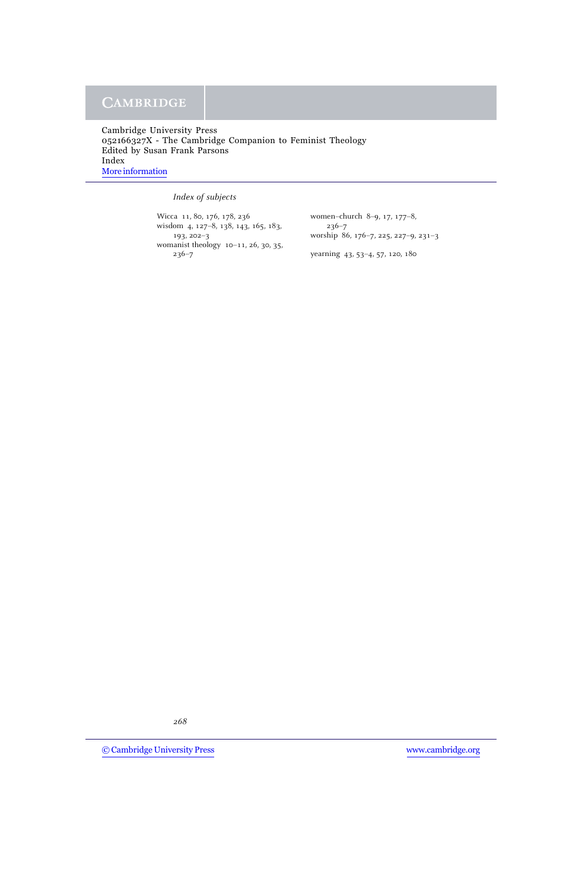*Index of subjects*

Wicca 11, 80, 176, 178, 236
wisdom 4, 127–8, 138, 143, 165, 183, 193, 202–3
womanist theology 10–11, 26, 30, 35, 236–7
women-church 8–9, 17, 177–8, 236–7
worship 86, 176–7, 225, 227–9, 231–3

yearning 43, 53–4, 57, 120, 180